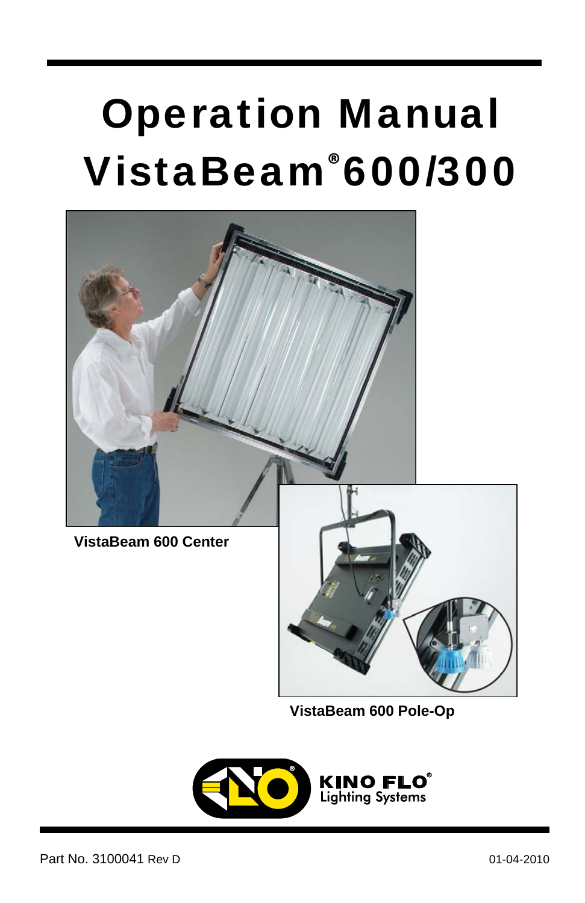# Operation Manual

# VistaBeam® 600/300

**VistaBeam 600 Center**

**VistaBeam 600 Pole-Op**

KINO FLO®
Lighting Systems

Part No. 3100041 Rev D

01-04-2010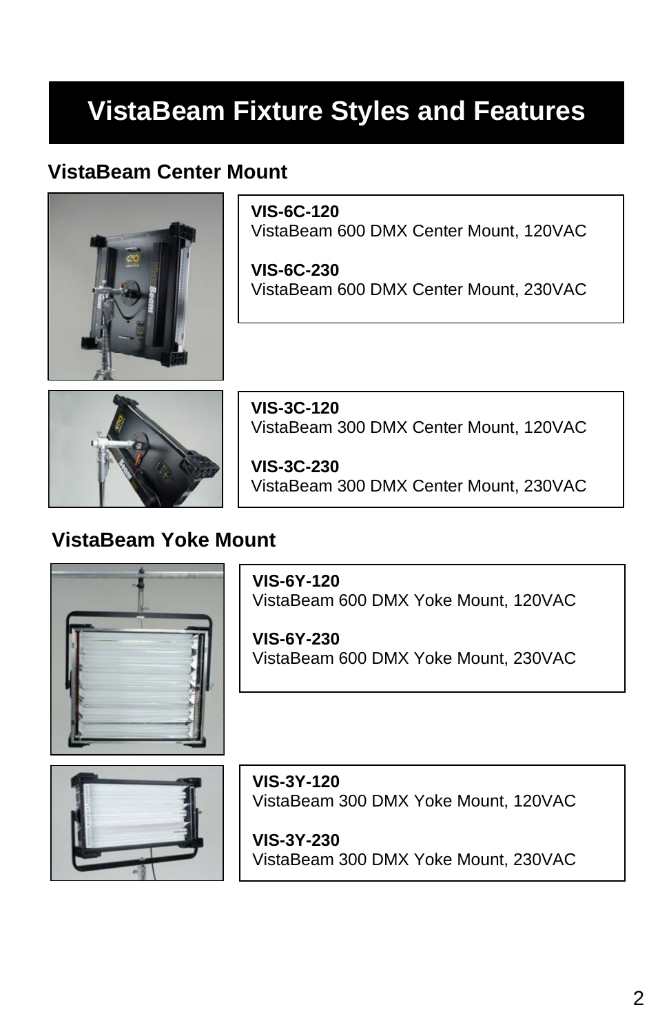# VistaBeam Fixture Styles and Features

## VistaBeam Center Mount

**VIS-6C-120**
VistaBeam 600 DMX Center Mount, 120VAC

**VIS-6C-230**
VistaBeam 600 DMX Center Mount, 230VAC

**VIS-3C-120**
VistaBeam 300 DMX Center Mount, 120VAC

**VIS-3C-230**
VistaBeam 300 DMX Center Mount, 230VAC

## VistaBeam Yoke Mount

**VIS-6Y-120**
VistaBeam 600 DMX Yoke Mount, 120VAC

**VIS-6Y-230**
VistaBeam 600 DMX Yoke Mount, 230VAC

**VIS-3Y-120**
VistaBeam 300 DMX Yoke Mount, 120VAC

**VIS-3Y-230**
VistaBeam 300 DMX Yoke Mount, 230VAC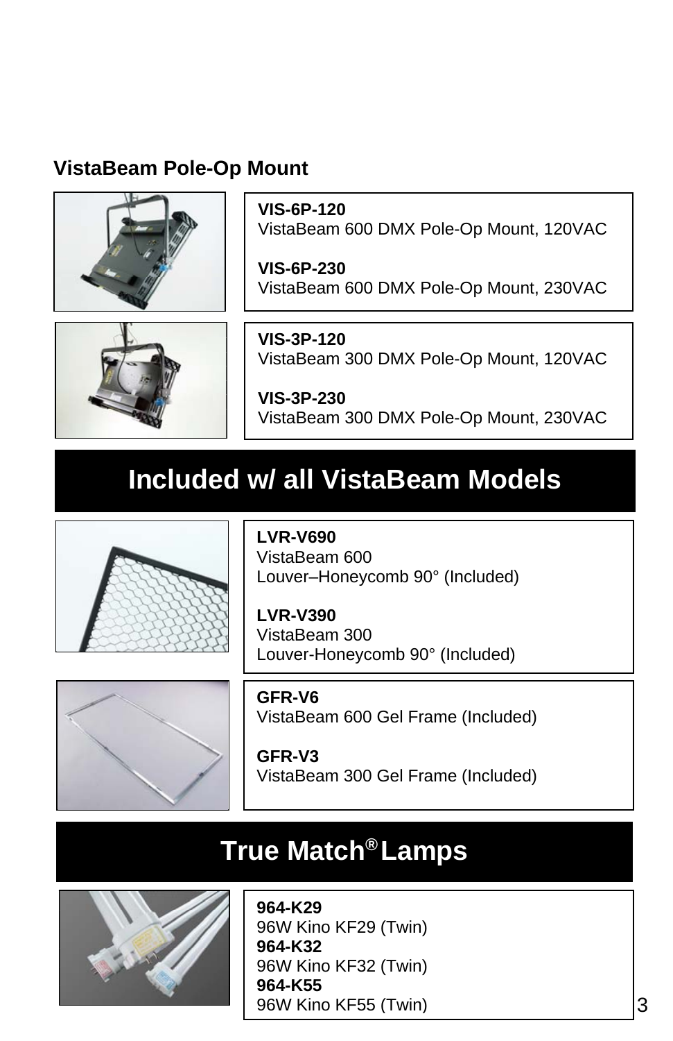## VistaBeam Pole-Op Mount

**VIS-6P-120**
VistaBeam 600 DMX Pole-Op Mount, 120VAC

**VIS-6P-230**
VistaBeam 600 DMX Pole-Op Mount, 230VAC

**VIS-3P-120**
VistaBeam 300 DMX Pole-Op Mount, 120VAC

**VIS-3P-230**
VistaBeam 300 DMX Pole-Op Mount, 230VAC

# Included w/ all VistaBeam Models

**LVR-V690**
VistaBeam 600
Louver–Honeycomb 90° (Included)

**LVR-V390**
VistaBeam 300
Louver-Honeycomb 90° (Included)

**GFR-V6**
VistaBeam 600 Gel Frame (Included)

**GFR-V3**
VistaBeam 300 Gel Frame (Included)

# True Match® Lamps

**964-K29**
96W Kino KF29 (Twin)
**964-K32**
96W Kino KF32 (Twin)
**964-K55**
96W Kino KF55 (Twin)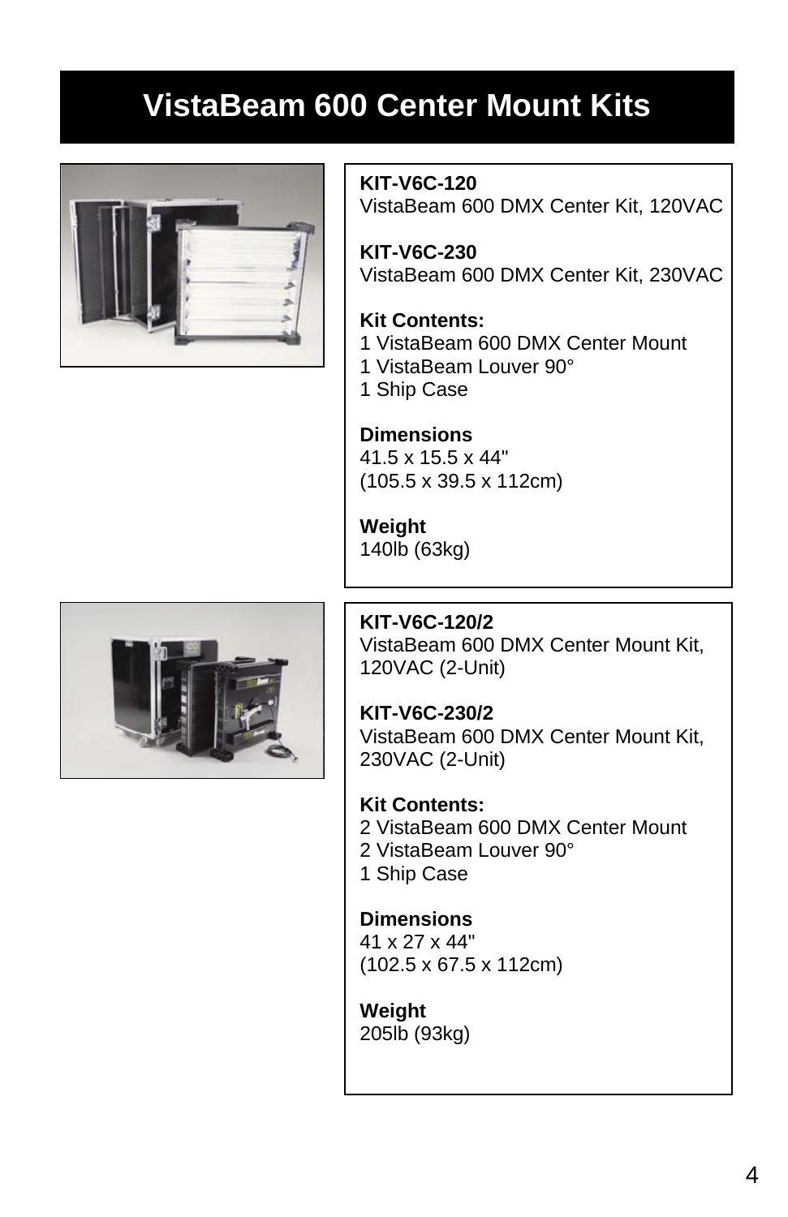# VistaBeam 600 Center Mount Kits

**KIT-V6C-120**
VistaBeam 600 DMX Center Kit, 120VAC

**KIT-V6C-230**
VistaBeam 600 DMX Center Kit, 230VAC

**Kit Contents:**
1 VistaBeam 600 DMX Center Mount
1 VistaBeam Louver 90°
1 Ship Case

**Dimensions**
41.5 x 15.5 x 44"
(105.5 x 39.5 x 112cm)

**Weight**
140lb (63kg)

**KIT-V6C-120/2**
VistaBeam 600 DMX Center Mount Kit, 120VAC (2-Unit)

**KIT-V6C-230/2**
VistaBeam 600 DMX Center Mount Kit, 230VAC (2-Unit)

**Kit Contents:**
2 VistaBeam 600 DMX Center Mount
2 VistaBeam Louver 90°
1 Ship Case

**Dimensions**
41 x 27 x 44"
(102.5 x 67.5 x 112cm)

**Weight**
205lb (93kg)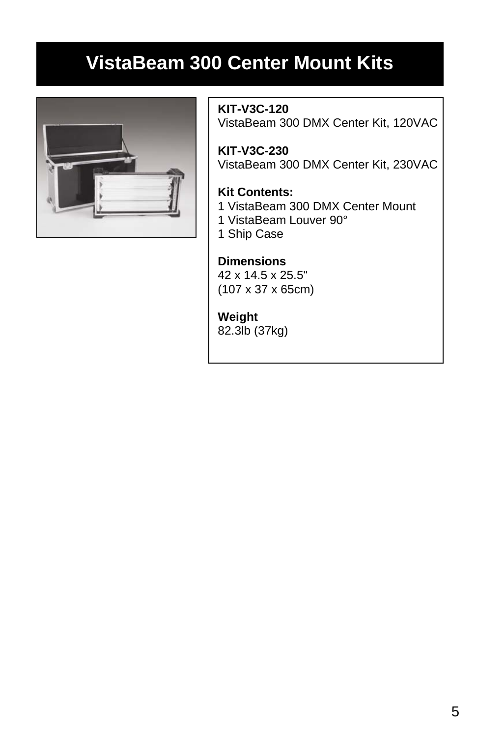# VistaBeam 300 Center Mount Kits

**KIT-V3C-120**
VistaBeam 300 DMX Center Kit, 120VAC

**KIT-V3C-230**
VistaBeam 300 DMX Center Kit, 230VAC

**Kit Contents:**
1 VistaBeam 300 DMX Center Mount
1 VistaBeam Louver 90°
1 Ship Case

**Dimensions**
42 x 14.5 x 25.5"
(107 x 37 x 65cm)

**Weight**
82.3lb (37kg)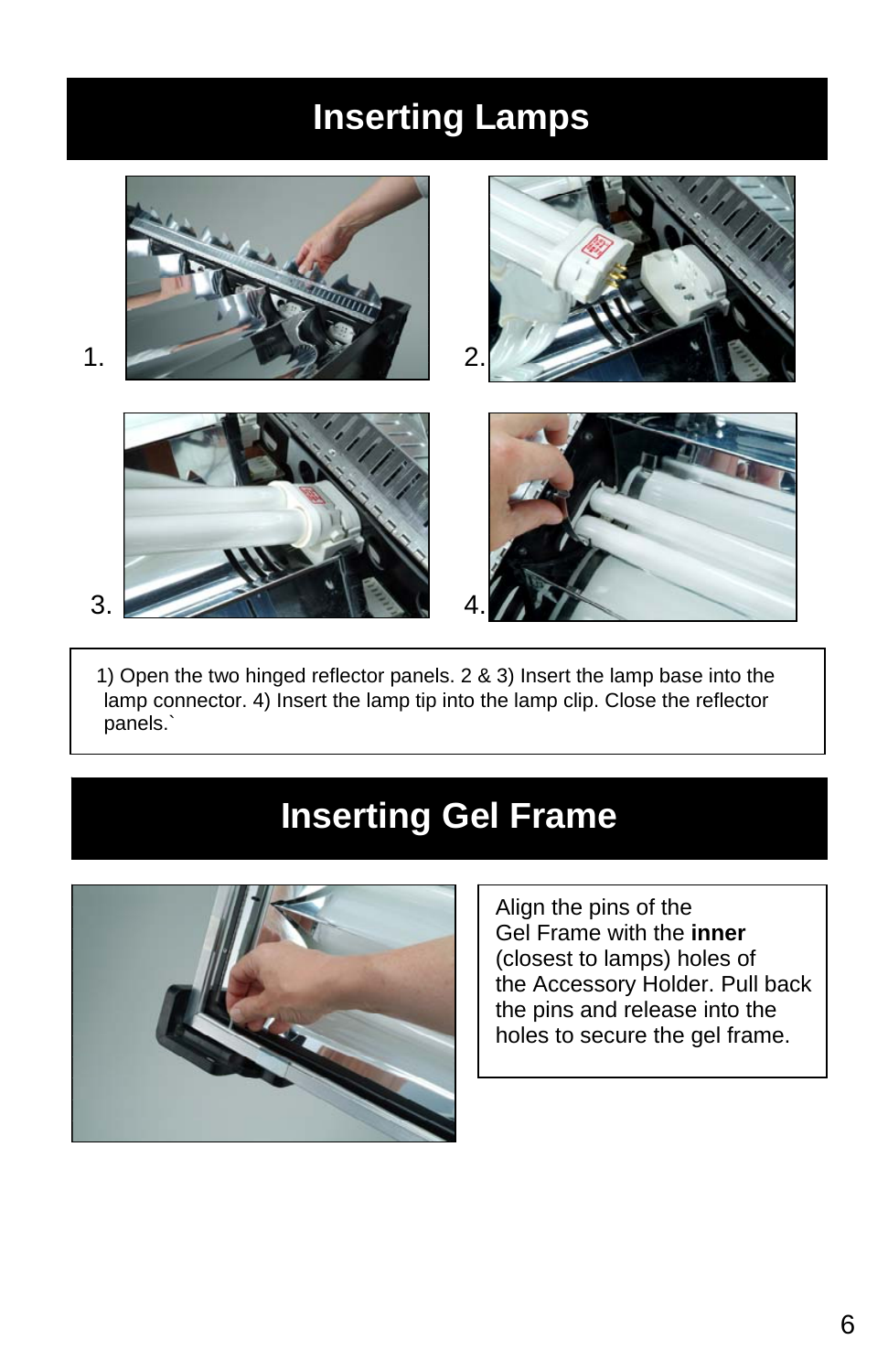# Inserting Lamps

1. 2.

3. 4.

1) Open the two hinged reflector panels. 2 & 3) Insert the lamp base into the lamp connector. 4) Insert the lamp tip into the lamp clip. Close the reflector panels.`

# Inserting Gel Frame

Align the pins of the Gel Frame with the **inner** (closest to lamps) holes of the Accessory Holder. Pull back the pins and release into the holes to secure the gel frame.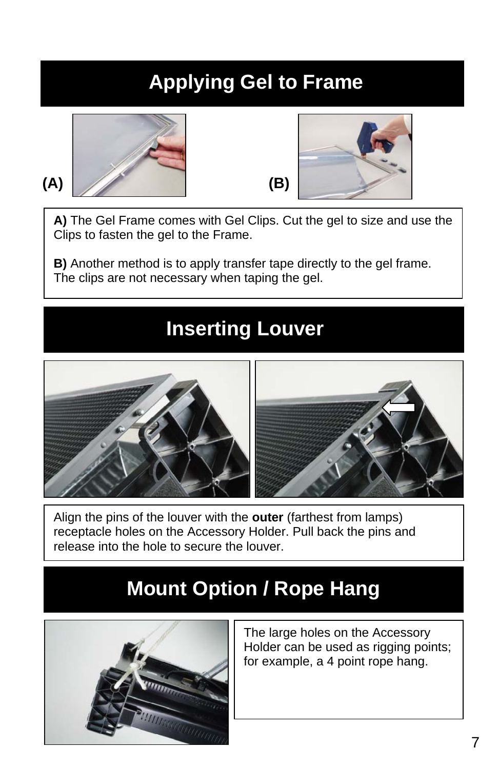# Applying Gel to Frame

(A) (B)

**A)** The Gel Frame comes with Gel Clips. Cut the gel to size and use the Clips to fasten the gel to the Frame.

**B)** Another method is to apply transfer tape directly to the gel frame. The clips are not necessary when taping the gel.

# Inserting Louver

Align the pins of the louver with the **outer** (farthest from lamps) receptacle holes on the Accessory Holder. Pull back the pins and release into the hole to secure the louver.

# Mount Option / Rope Hang

The large holes on the Accessory Holder can be used as rigging points; for example, a 4 point rope hang.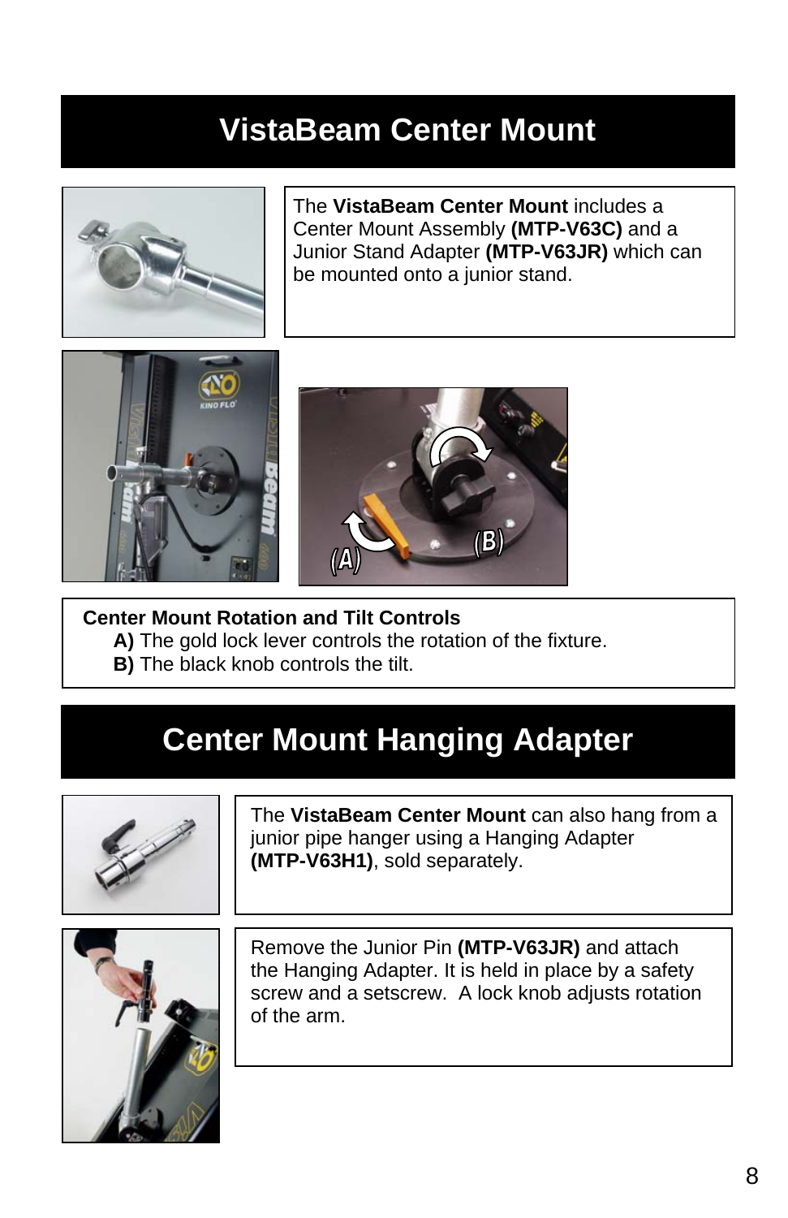# VistaBeam Center Mount

The **VistaBeam Center Mount** includes a Center Mount Assembly **(MTP-V63C)** and a Junior Stand Adapter **(MTP-V63JR)** which can be mounted onto a junior stand.

**Center Mount Rotation and Tilt Controls**

- **A)** The gold lock lever controls the rotation of the fixture.
- **B)** The black knob controls the tilt.

# Center Mount Hanging Adapter

The **VistaBeam Center Mount** can also hang from a junior pipe hanger using a Hanging Adapter **(MTP-V63H1)**, sold separately.

Remove the Junior Pin **(MTP-V63JR)** and attach the Hanging Adapter. It is held in place by a safety screw and a setscrew. A lock knob adjusts rotation of the arm.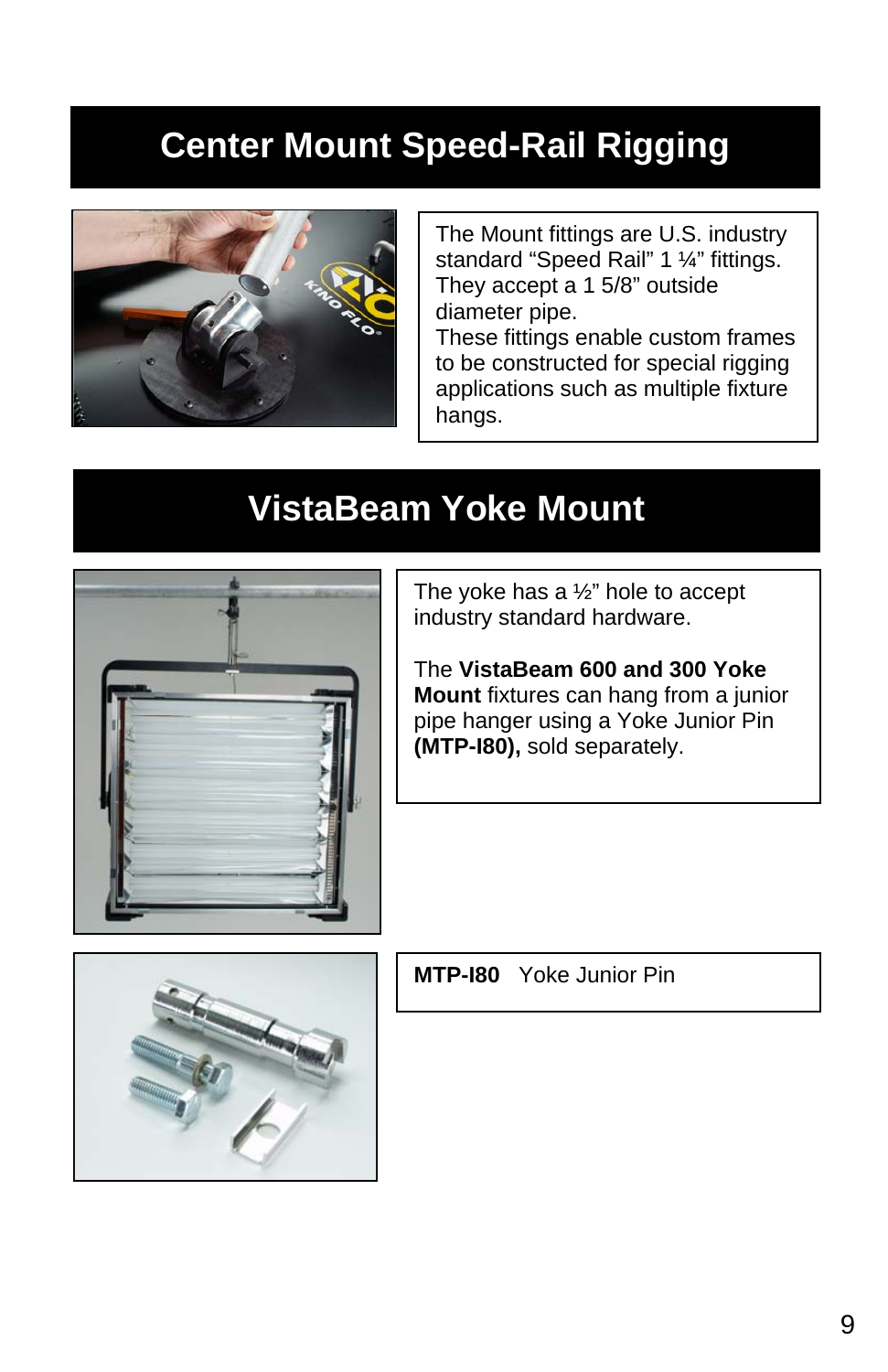# Center Mount Speed-Rail Rigging

The Mount fittings are U.S. industry standard “Speed Rail” 1 ¼” fittings. They accept a 1 5/8” outside diameter pipe.
These fittings enable custom frames to be constructed for special rigging applications such as multiple fixture hangs.

# VistaBeam Yoke Mount

The yoke has a ½” hole to accept industry standard hardware.

The **VistaBeam 600 and 300 Yoke Mount** fixtures can hang from a junior pipe hanger using a Yoke Junior Pin **(MTP-I80),** sold separately.

**MTP-I80** Yoke Junior Pin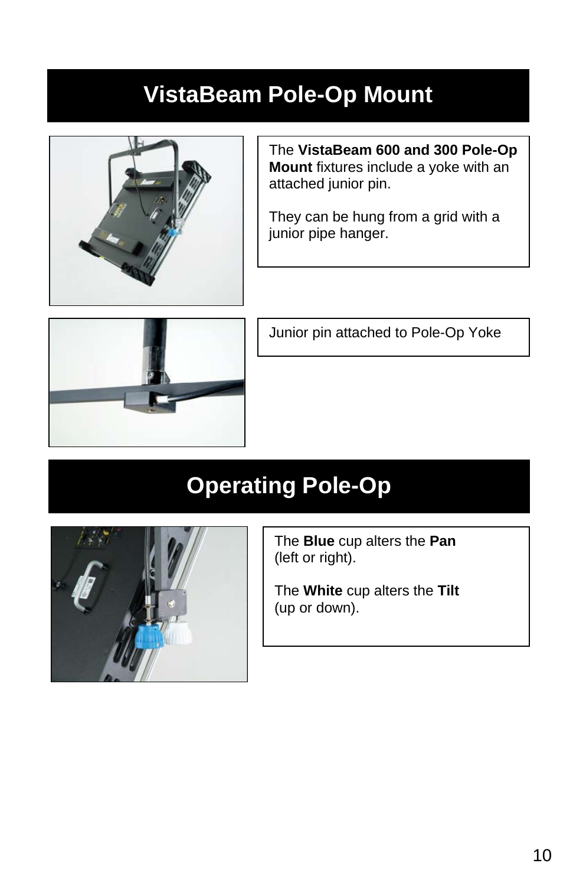# VistaBeam Pole-Op Mount

The **VistaBeam 600 and 300 Pole-Op Mount** fixtures include a yoke with an attached junior pin.

They can be hung from a grid with a junior pipe hanger.

Junior pin attached to Pole-Op Yoke

# Operating Pole-Op

The **Blue** cup alters the **Pan** (left or right).

The **White** cup alters the **Tilt** (up or down).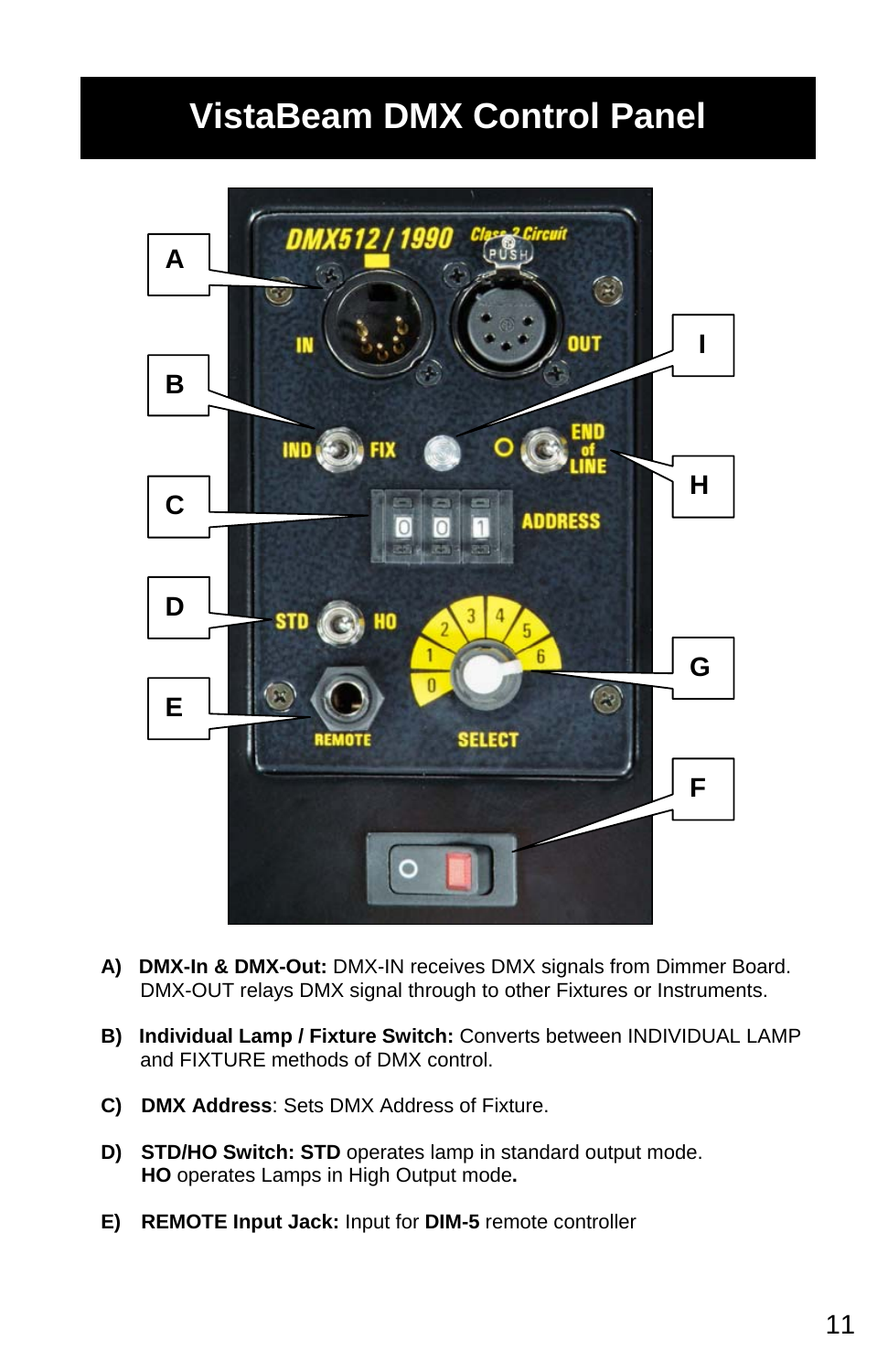# VistaBeam DMX Control Panel

A) **DMX-In & DMX-Out:** DMX-IN receives DMX signals from Dimmer Board. DMX-OUT relays DMX signal through to other Fixtures or Instruments.

B) **Individual Lamp / Fixture Switch:** Converts between INDIVIDUAL LAMP and FIXTURE methods of DMX control.

C) **DMX Address**: Sets DMX Address of Fixture.

D) **STD/HO Switch: STD** operates lamp in standard output mode. **HO** operates Lamps in High Output mode**.**

E) **REMOTE Input Jack:** Input for **DIM-5** remote controller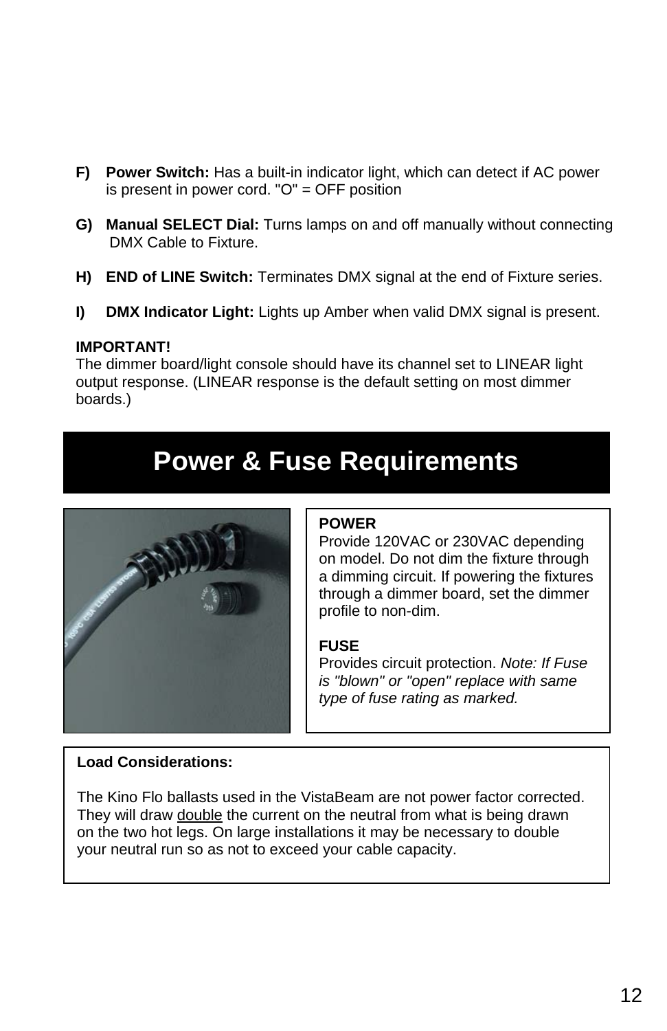**F) Power Switch:** Has a built-in indicator light, which can detect if AC power is present in power cord. "O" = OFF position

**G) Manual SELECT Dial:** Turns lamps on and off manually without connecting DMX Cable to Fixture.

**H) END of LINE Switch:** Terminates DMX signal at the end of Fixture series.

**I) DMX Indicator Light:** Lights up Amber when valid DMX signal is present.

**IMPORTANT!**
The dimmer board/light console should have its channel set to LINEAR light output response. (LINEAR response is the default setting on most dimmer boards.)

# Power & Fuse Requirements

**POWER**
Provide 120VAC or 230VAC depending on model. Do not dim the fixture through a dimming circuit. If powering the fixtures through a dimmer board, set the dimmer profile to non-dim.

**FUSE**
Provides circuit protection. *Note: If Fuse is "blown" or "open" replace with same type of fuse rating as marked.*

**Load Considerations:**

The Kino Flo ballasts used in the VistaBeam are not power factor corrected. They will draw double the current on the neutral from what is being drawn on the two hot legs. On large installations it may be necessary to double your neutral run so as not to exceed your cable capacity.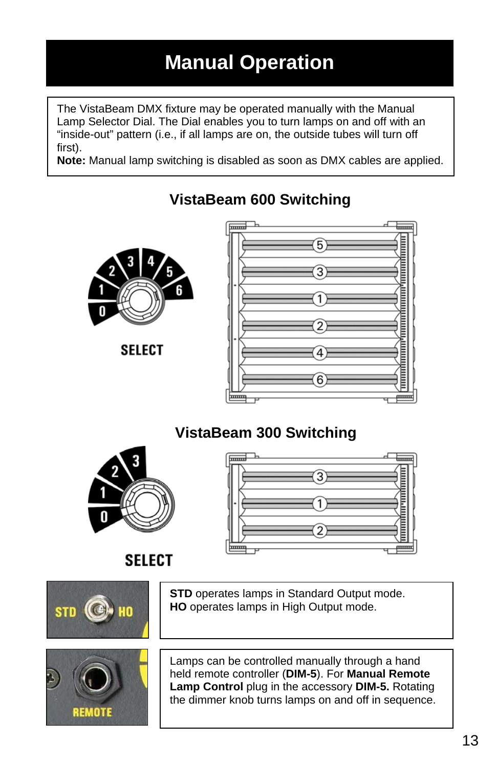# Manual Operation

The VistaBeam DMX fixture may be operated manually with the Manual Lamp Selector Dial. The Dial enables you to turn lamps on and off with an "inside-out" pattern (i.e., if all lamps are on, the outside tubes will turn off first).

**Note:** Manual lamp switching is disabled as soon as DMX cables are applied.

## VistaBeam 600 Switching

SELECT

## VistaBeam 300 Switching

SELECT

**STD** operates lamps in Standard Output mode.
**HO** operates lamps in High Output mode.

Lamps can be controlled manually through a hand held remote controller (**DIM-5**). For **Manual Remote Lamp Control** plug in the accessory **DIM-5.** Rotating the dimmer knob turns lamps on and off in sequence.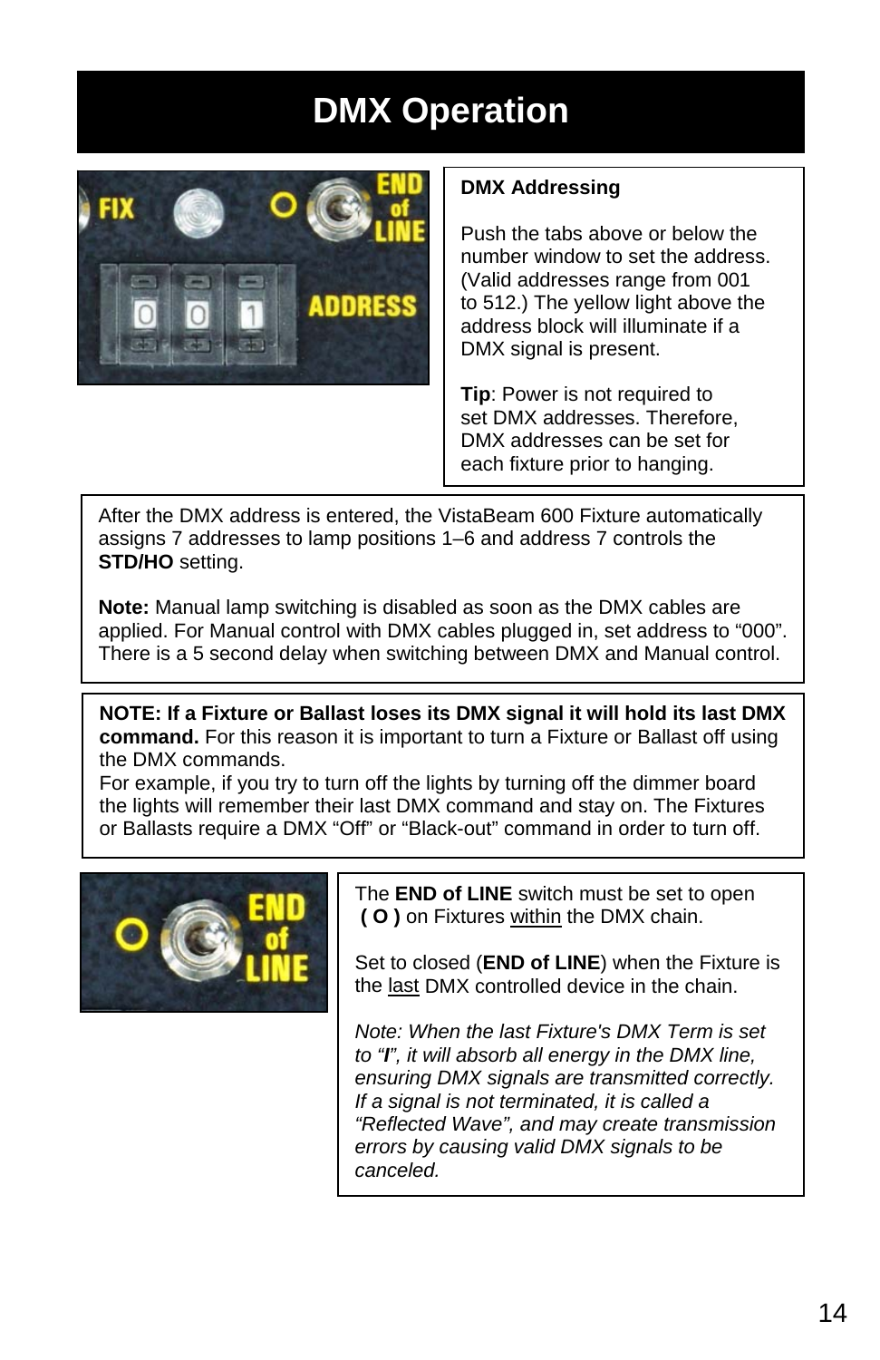# DMX Operation

**DMX Addressing**

Push the tabs above or below the number window to set the address. (Valid addresses range from 001 to 512.) The yellow light above the address block will illuminate if a DMX signal is present.

**Tip**: Power is not required to set DMX addresses. Therefore, DMX addresses can be set for each fixture prior to hanging.

After the DMX address is entered, the VistaBeam 600 Fixture automatically assigns 7 addresses to lamp positions 1–6 and address 7 controls the **STD/HO** setting.

**Note:** Manual lamp switching is disabled as soon as the DMX cables are applied. For Manual control with DMX cables plugged in, set address to “000”. There is a 5 second delay when switching between DMX and Manual control.

**NOTE: If a Fixture or Ballast loses its DMX signal it will hold its last DMX command.** For this reason it is important to turn a Fixture or Ballast off using the DMX commands.
For example, if you try to turn off the lights by turning off the dimmer board the lights will remember their last DMX command and stay on. The Fixtures or Ballasts require a DMX “Off” or “Black-out” command in order to turn off.

The **END of LINE** switch must be set to open **( O )** on Fixtures within the DMX chain.

Set to closed (**END of LINE**) when the Fixture is the last DMX controlled device in the chain.

*Note: When the last Fixture's DMX Term is set to “**I**”, it will absorb all energy in the DMX line, ensuring DMX signals are transmitted correctly. If a signal is not terminated, it is called a “Reflected Wave”, and may create transmission errors by causing valid DMX signals to be canceled.*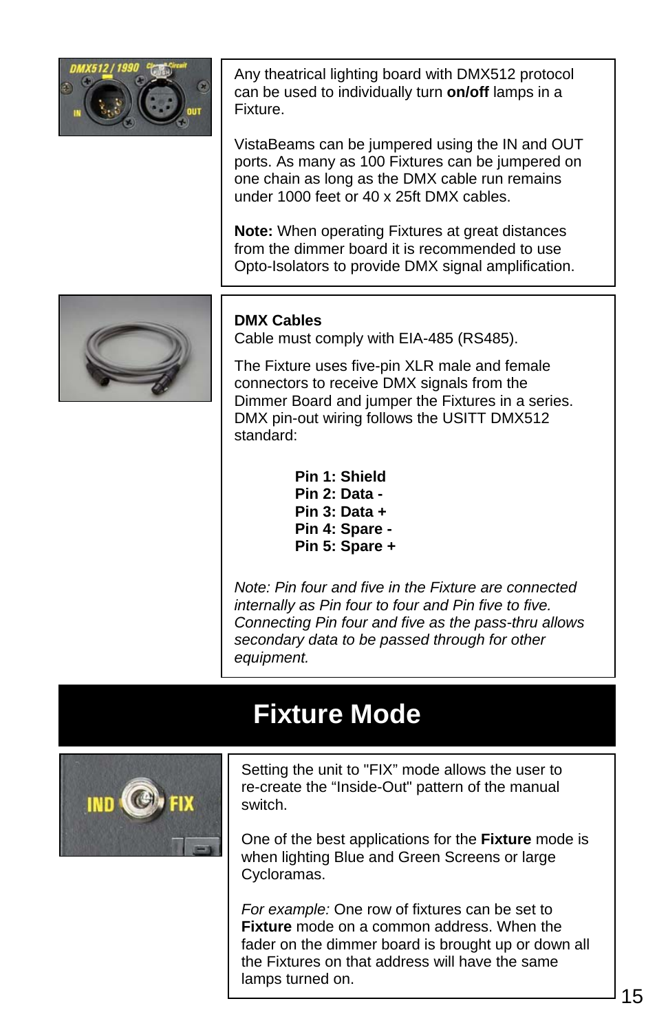Any theatrical lighting board with DMX512 protocol can be used to individually turn **on/off** lamps in a Fixture.

VistaBeams can be jumpered using the IN and OUT ports. As many as 100 Fixtures can be jumpered on one chain as long as the DMX cable run remains under 1000 feet or 40 x 25ft DMX cables.

**Note:** When operating Fixtures at great distances from the dimmer board it is recommended to use Opto-Isolators to provide DMX signal amplification.

**DMX Cables**
Cable must comply with EIA-485 (RS485).

The Fixture uses five-pin XLR male and female connectors to receive DMX signals from the Dimmer Board and jumper the Fixtures in a series. DMX pin-out wiring follows the USITT DMX512 standard:

**Pin 1: Shield**
**Pin 2: Data -**
**Pin 3: Data +**
**Pin 4: Spare -**
**Pin 5: Spare +**

*Note: Pin four and five in the Fixture are connected internally as Pin four to four and Pin five to five. Connecting Pin four and five as the pass-thru allows secondary data to be passed through for other equipment.*

# Fixture Mode

Setting the unit to "FIX" mode allows the user to re-create the “Inside-Out" pattern of the manual switch.

One of the best applications for the **Fixture** mode is when lighting Blue and Green Screens or large Cycloramas.

*For example:* One row of fixtures can be set to **Fixture** mode on a common address. When the fader on the dimmer board is brought up or down all the Fixtures on that address will have the same lamps turned on.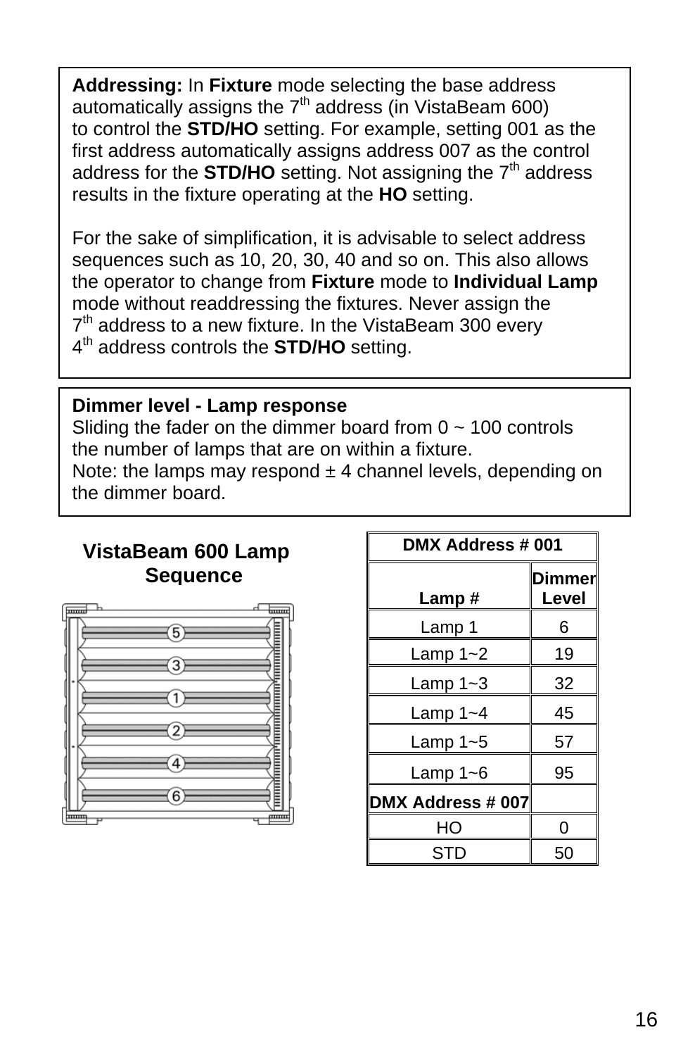**Addressing:** In **Fixture** mode selecting the base address automatically assigns the 7th address (in VistaBeam 600) to control the **STD/HO** setting. For example, setting 001 as the first address automatically assigns address 007 as the control address for the **STD/HO** setting. Not assigning the 7th address results in the fixture operating at the **HO** setting.

For the sake of simplification, it is advisable to select address sequences such as 10, 20, 30, 40 and so on. This also allows the operator to change from **Fixture** mode to **Individual Lamp** mode without readdressing the fixtures. Never assign the 7th address to a new fixture. In the VistaBeam 300 every 4th address controls the **STD/HO** setting.

**Dimmer level - Lamp response**
Sliding the fader on the dimmer board from 0 ~ 100 controls the number of lamps that are on within a fixture.
Note: the lamps may respond ± 4 channel levels, depending on the dimmer board.

## VistaBeam 600 Lamp Sequence

| DMX Address # 001 | |
|---|---|
| **Lamp #** | **Dimmer Level** |
| Lamp 1 | 6 |
| Lamp 1~2 | 19 |
| Lamp 1~3 | 32 |
| Lamp 1~4 | 45 |
| Lamp 1~5 | 57 |
| Lamp 1~6 | 95 |
| **DMX Address # 007** | |
| HO | 0 |
| STD | 50 |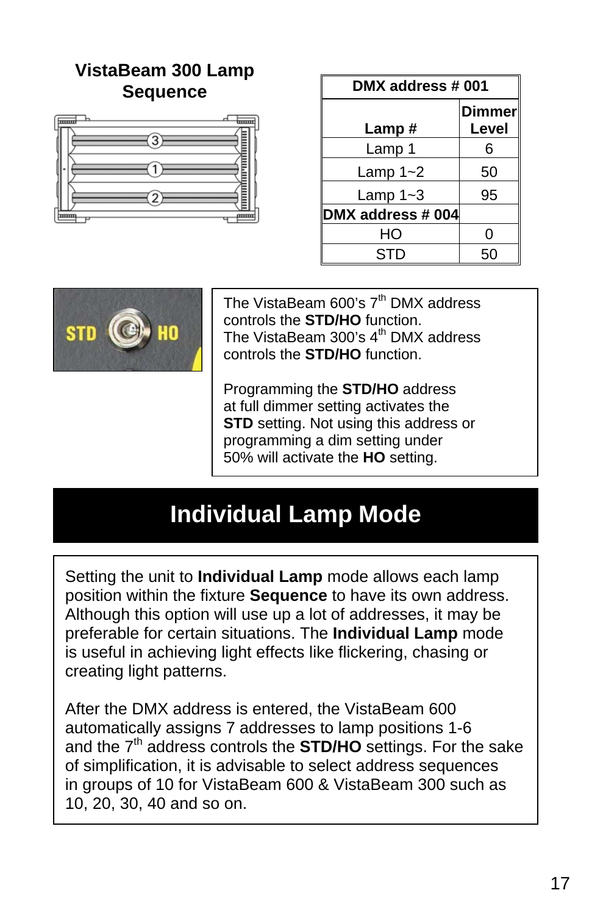## VistaBeam 300 Lamp Sequence

| DMX address # 001 | |
|---|---|
| **Lamp #** | **Dimmer Level** |
| Lamp 1 | 6 |
| Lamp 1~2 | 50 |
| Lamp 1~3 | 95 |
| **DMX address # 004** | |
| HO | 0 |
| STD | 50 |

The VistaBeam 600's 7th DMX address controls the **STD/HO** function.
The VistaBeam 300's 4th DMX address controls the **STD/HO** function.

Programming the **STD/HO** address at full dimmer setting activates the **STD** setting. Not using this address or programming a dim setting under 50% will activate the **HO** setting.

# Individual Lamp Mode

Setting the unit to **Individual Lamp** mode allows each lamp position within the fixture **Sequence** to have its own address. Although this option will use up a lot of addresses, it may be preferable for certain situations. The **Individual Lamp** mode is useful in achieving light effects like flickering, chasing or creating light patterns.

After the DMX address is entered, the VistaBeam 600 automatically assigns 7 addresses to lamp positions 1-6 and the 7th address controls the **STD/HO** settings. For the sake of simplification, it is advisable to select address sequences in groups of 10 for VistaBeam 600 & VistaBeam 300 such as 10, 20, 30, 40 and so on.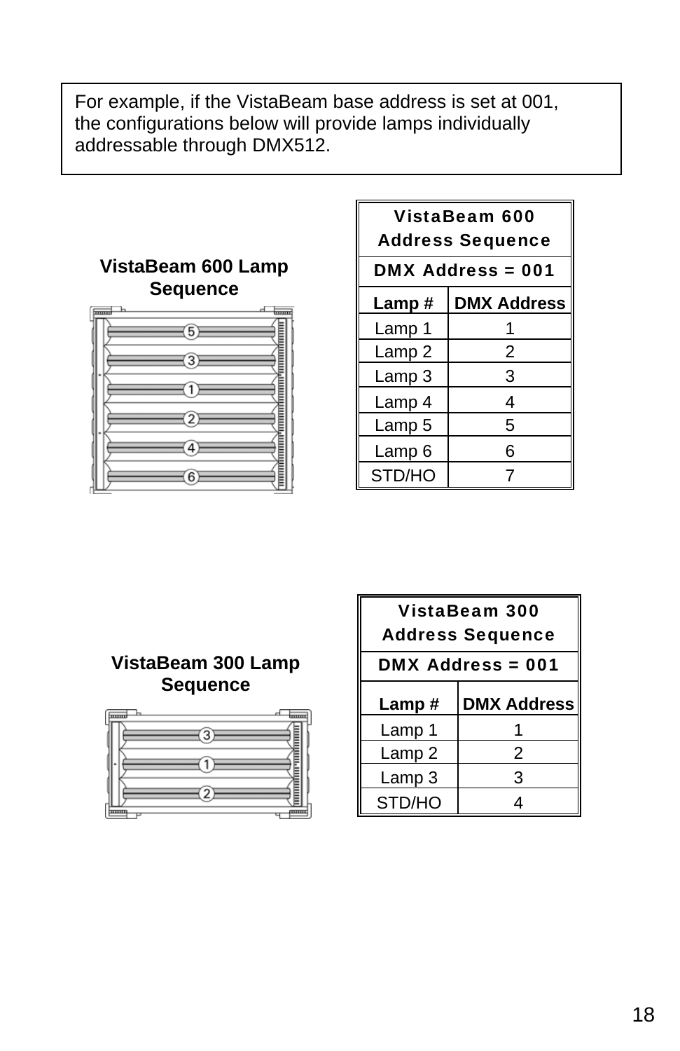For example, if the VistaBeam base address is set at 001, the configurations below will provide lamps individually addressable through DMX512.

**VistaBeam 600 Lamp Sequence**

| VistaBeam 600 Address Sequence | |
|---|---|
| DMX Address = 001 | |
| **Lamp #** | **DMX Address** |
| Lamp 1 | 1 |
| Lamp 2 | 2 |
| Lamp 3 | 3 |
| Lamp 4 | 4 |
| Lamp 5 | 5 |
| Lamp 6 | 6 |
| STD/HO | 7 |

**VistaBeam 300 Lamp Sequence**

| VistaBeam 300 Address Sequence | |
|---|---|
| DMX Address = 001 | |
| **Lamp #** | **DMX Address** |
| Lamp 1 | 1 |
| Lamp 2 | 2 |
| Lamp 3 | 3 |
| STD/HO | 4 |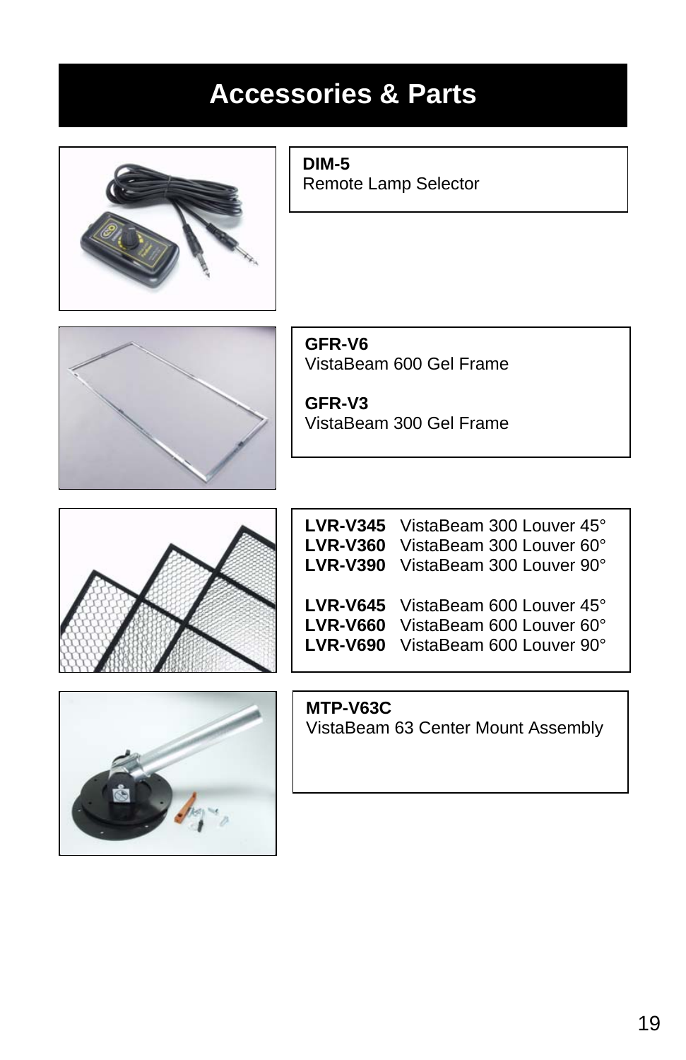# Accessories & Parts

**DIM-5**
Remote Lamp Selector

**GFR-V6**
VistaBeam 600 Gel Frame

**GFR-V3**
VistaBeam 300 Gel Frame

**LVR-V345** VistaBeam 300 Louver 45°
**LVR-V360** VistaBeam 300 Louver 60°
**LVR-V390** VistaBeam 300 Louver 90°

**LVR-V645** VistaBeam 600 Louver 45°
**LVR-V660** VistaBeam 600 Louver 60°
**LVR-V690** VistaBeam 600 Louver 90°

**MTP-V63C**
VistaBeam 63 Center Mount Assembly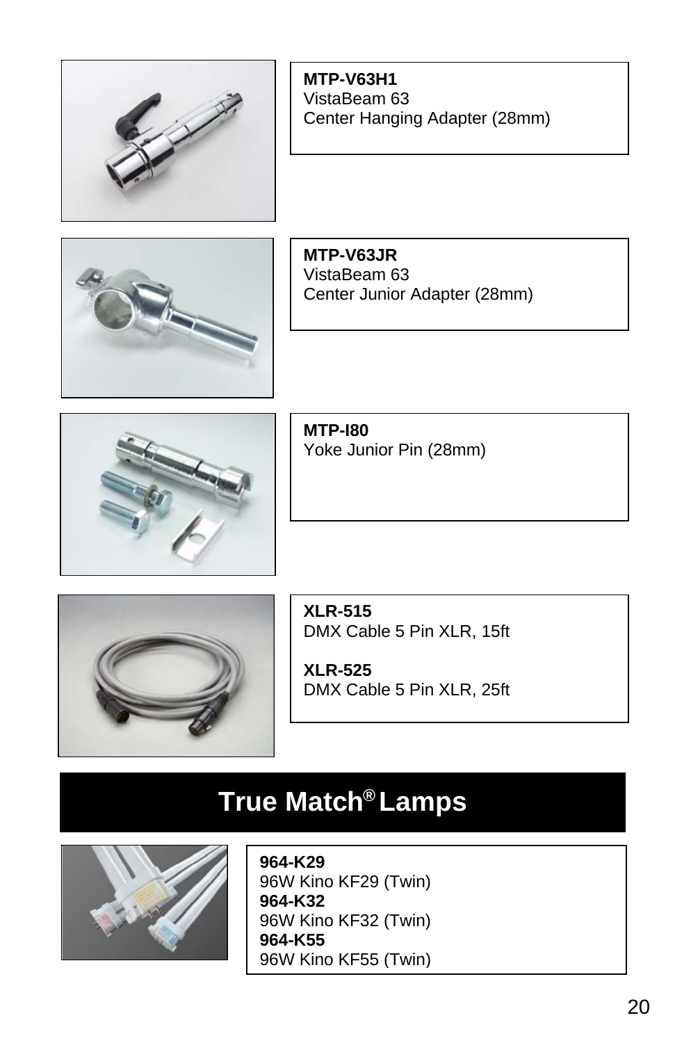**MTP-V63H1**
VistaBeam 63
Center Hanging Adapter (28mm)

**MTP-V63JR**
VistaBeam 63
Center Junior Adapter (28mm)

**MTP-I80**
Yoke Junior Pin (28mm)

**XLR-515**
DMX Cable 5 Pin XLR, 15ft

**XLR-525**
DMX Cable 5 Pin XLR, 25ft

# True Match® Lamps

**964-K29**
96W Kino KF29 (Twin)
**964-K32**
96W Kino KF32 (Twin)
**964-K55**
96W Kino KF55 (Twin)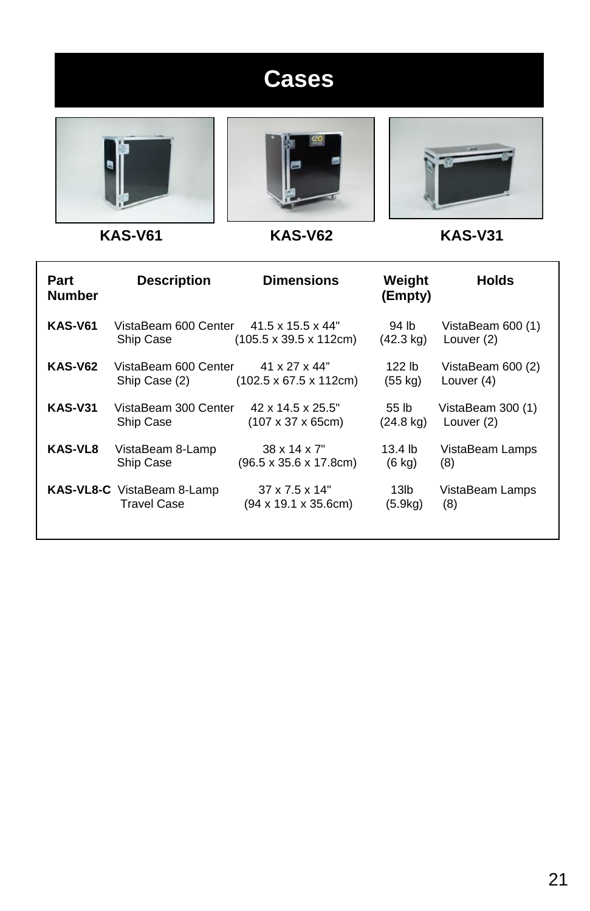# Cases

KAS-V61 KAS-V62 KAS-V31

| Part Number | Description | Dimensions | Weight (Empty) | Holds |
|---|---|---|---|---|
| **KAS-V61** | VistaBeam 600 Center Ship Case | 41.5 x 15.5 x 44" (105.5 x 39.5 x 112cm) | 94 lb (42.3 kg) | VistaBeam 600 (1) Louver (2) |
| **KAS-V62** | VistaBeam 600 Center Ship Case (2) | 41 x 27 x 44" (102.5 x 67.5 x 112cm) | 122 lb (55 kg) | VistaBeam 600 (2) Louver (4) |
| **KAS-V31** | VistaBeam 300 Center Ship Case | 42 x 14.5 x 25.5" (107 x 37 x 65cm) | 55 lb (24.8 kg) | VistaBeam 300 (1) Louver (2) |
| **KAS-VL8** | VistaBeam 8-Lamp Ship Case | 38 x 14 x 7" (96.5 x 35.6 x 17.8cm) | 13.4 lb (6 kg) | VistaBeam Lamps (8) |
| **KAS-VL8-C** | VistaBeam 8-Lamp Travel Case | 37 x 7.5 x 14" (94 x 19.1 x 35.6cm) | 13lb (5.9kg) | VistaBeam Lamps (8) |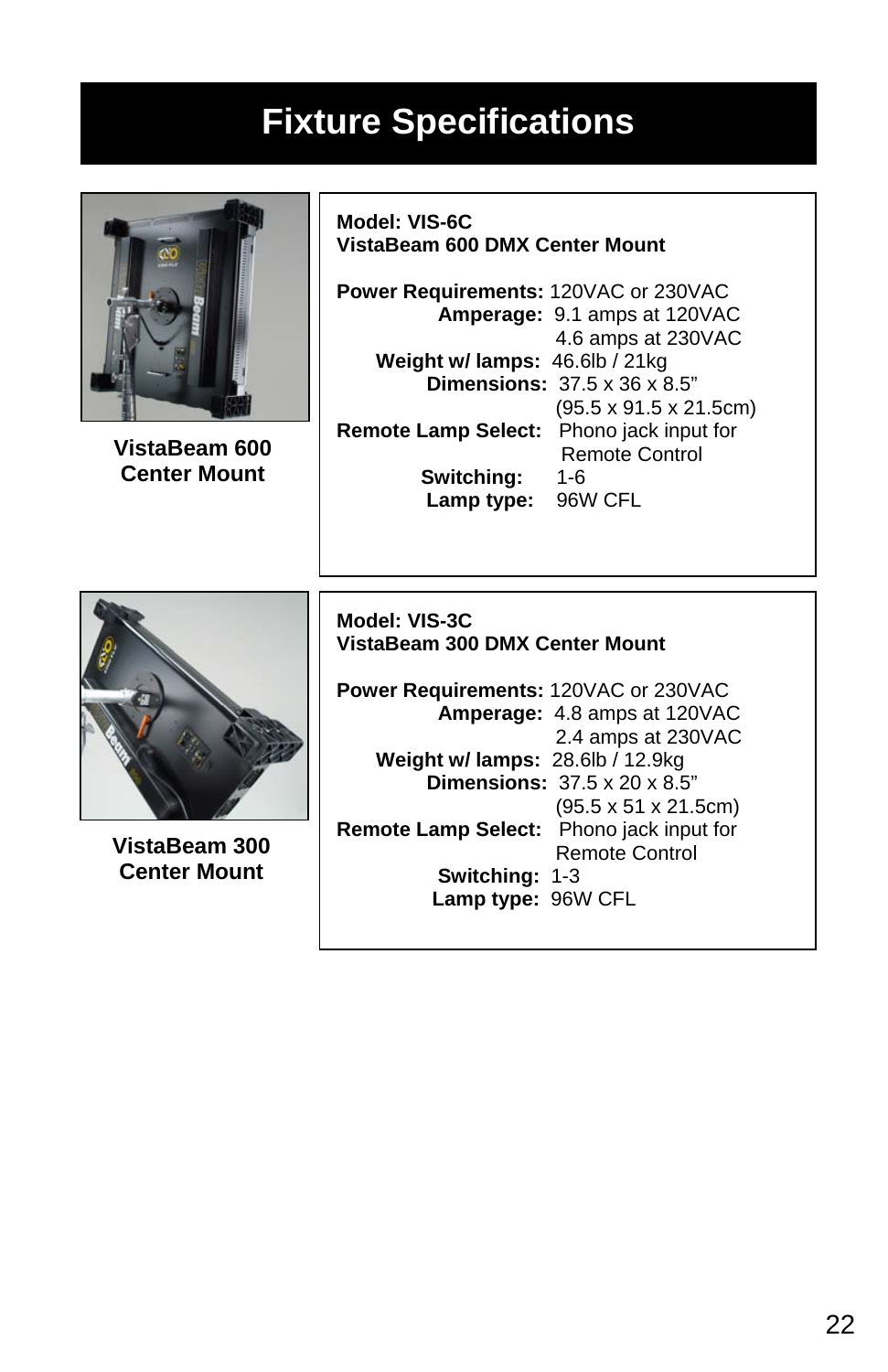# Fixture Specifications

**VistaBeam 600 Center Mount**

**Model: VIS-6C**
**VistaBeam 600 DMX Center Mount**

**Power Requirements:** 120VAC or 230VAC
**Amperage:** 9.1 amps at 120VAC
4.6 amps at 230VAC
**Weight w/ lamps:** 46.6lb / 21kg
**Dimensions:** 37.5 x 36 x 8.5"
(95.5 x 91.5 x 21.5cm)
**Remote Lamp Select:** Phono jack input for Remote Control
**Switching:** 1-6
**Lamp type:** 96W CFL

**VistaBeam 300 Center Mount**

**Model: VIS-3C**
**VistaBeam 300 DMX Center Mount**

**Power Requirements:** 120VAC or 230VAC
**Amperage:** 4.8 amps at 120VAC
2.4 amps at 230VAC
**Weight w/ lamps:** 28.6lb / 12.9kg
**Dimensions:** 37.5 x 20 x 8.5"
(95.5 x 51 x 21.5cm)
**Remote Lamp Select:** Phono jack input for Remote Control
**Switching:** 1-3
**Lamp type:** 96W CFL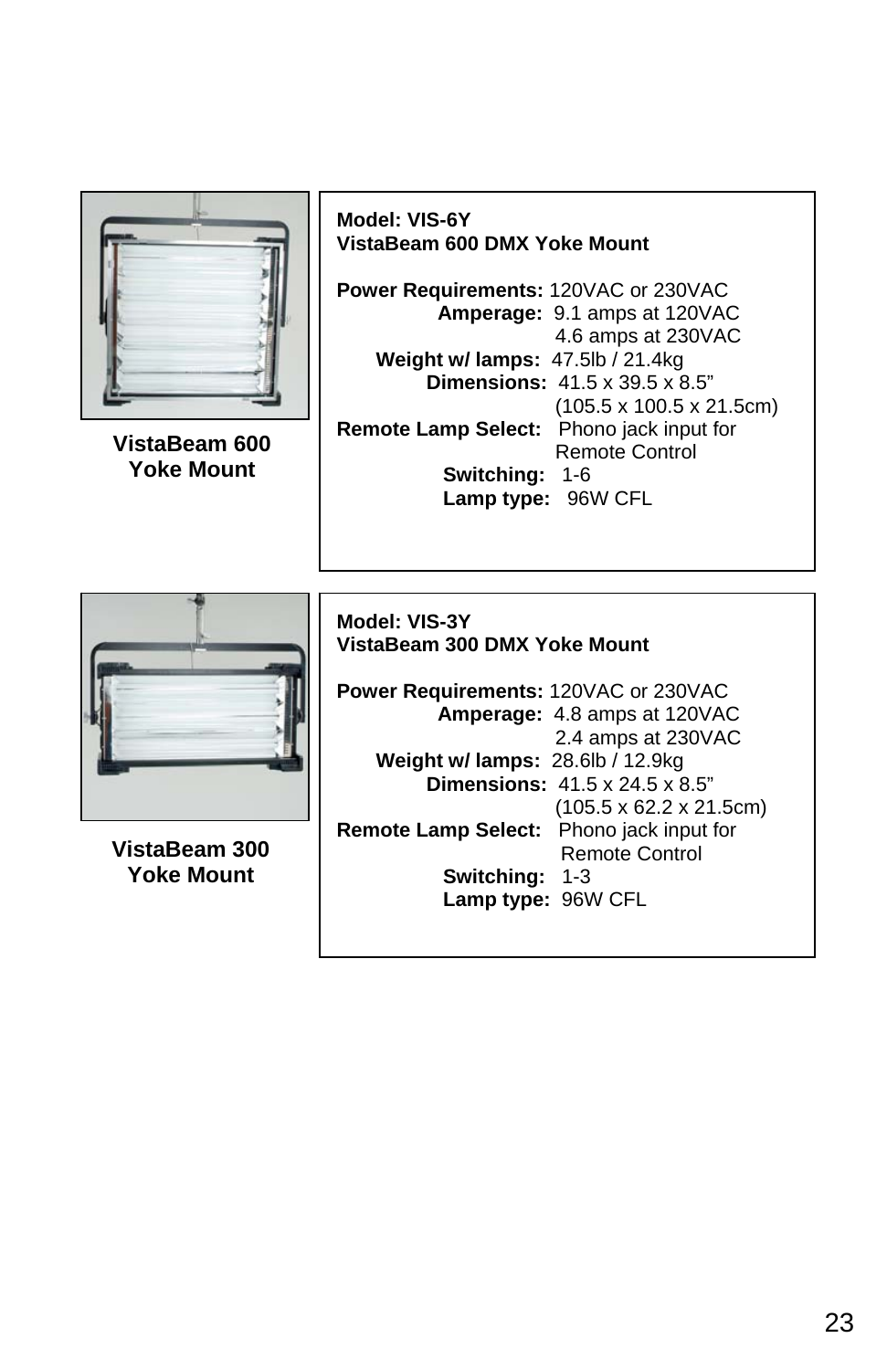**VistaBeam 600 Yoke Mount**

**Model: VIS-6Y**
**VistaBeam 600 DMX Yoke Mount**

**Power Requirements:** 120VAC or 230VAC
**Amperage:** 9.1 amps at 120VAC
4.6 amps at 230VAC
**Weight w/ lamps:** 47.5lb / 21.4kg
**Dimensions:** 41.5 x 39.5 x 8.5”
(105.5 x 100.5 x 21.5cm)
**Remote Lamp Select:** Phono jack input for Remote Control
**Switching:** 1-6
**Lamp type:** 96W CFL

**VistaBeam 300 Yoke Mount**

**Model: VIS-3Y**
**VistaBeam 300 DMX Yoke Mount**

**Power Requirements:** 120VAC or 230VAC
**Amperage:** 4.8 amps at 120VAC
2.4 amps at 230VAC
**Weight w/ lamps:** 28.6lb / 12.9kg
**Dimensions:** 41.5 x 24.5 x 8.5”
(105.5 x 62.2 x 21.5cm)
**Remote Lamp Select:** Phono jack input for Remote Control
**Switching:** 1-3
**Lamp type:** 96W CFL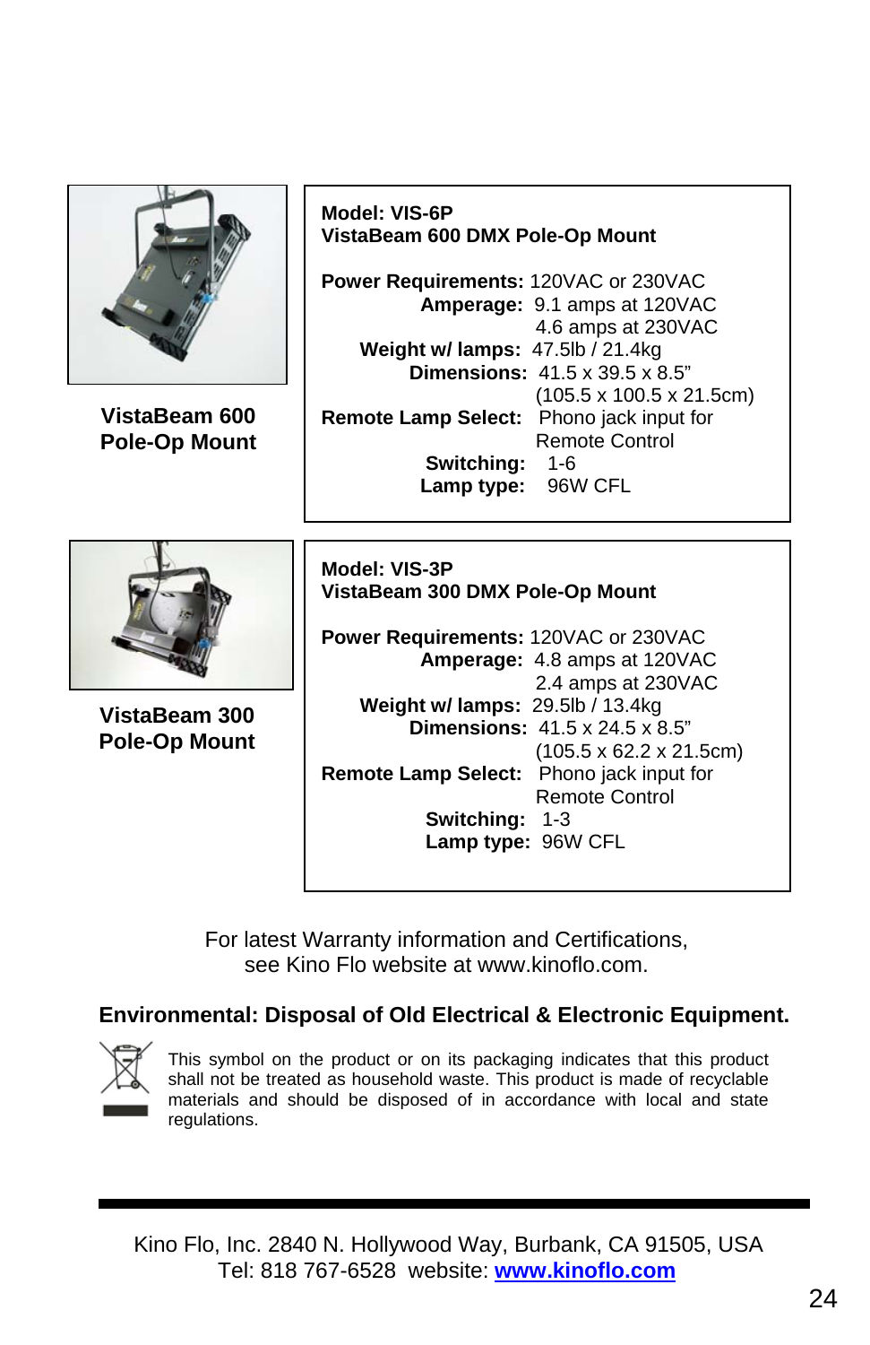**VistaBeam 600 Pole-Op Mount**

**Model: VIS-6P**
**VistaBeam 600 DMX Pole-Op Mount**

**Power Requirements:** 120VAC or 230VAC
**Amperage:** 9.1 amps at 120VAC
4.6 amps at 230VAC
**Weight w/ lamps:** 47.5lb / 21.4kg
**Dimensions:** 41.5 x 39.5 x 8.5"
(105.5 x 100.5 x 21.5cm)
**Remote Lamp Select:** Phono jack input for Remote Control
**Switching:** 1-6
**Lamp type:** 96W CFL

**VistaBeam 300 Pole-Op Mount**

**Model: VIS-3P**
**VistaBeam 300 DMX Pole-Op Mount**

**Power Requirements:** 120VAC or 230VAC
**Amperage:** 4.8 amps at 120VAC
2.4 amps at 230VAC
**Weight w/ lamps:** 29.5lb / 13.4kg
**Dimensions:** 41.5 x 24.5 x 8.5"
(105.5 x 62.2 x 21.5cm)
**Remote Lamp Select:** Phono jack input for Remote Control
**Switching:** 1-3
**Lamp type:** 96W CFL

For latest Warranty information and Certifications, see Kino Flo website at www.kinoflo.com.

**Environmental: Disposal of Old Electrical & Electronic Equipment.**

This symbol on the product or on its packaging indicates that this product shall not be treated as household waste. This product is made of recyclable materials and should be disposed of in accordance with local and state regulations.

Kino Flo, Inc. 2840 N. Hollywood Way, Burbank, CA 91505, USA
Tel: 818 767-6528 website: www.kinoflo.com